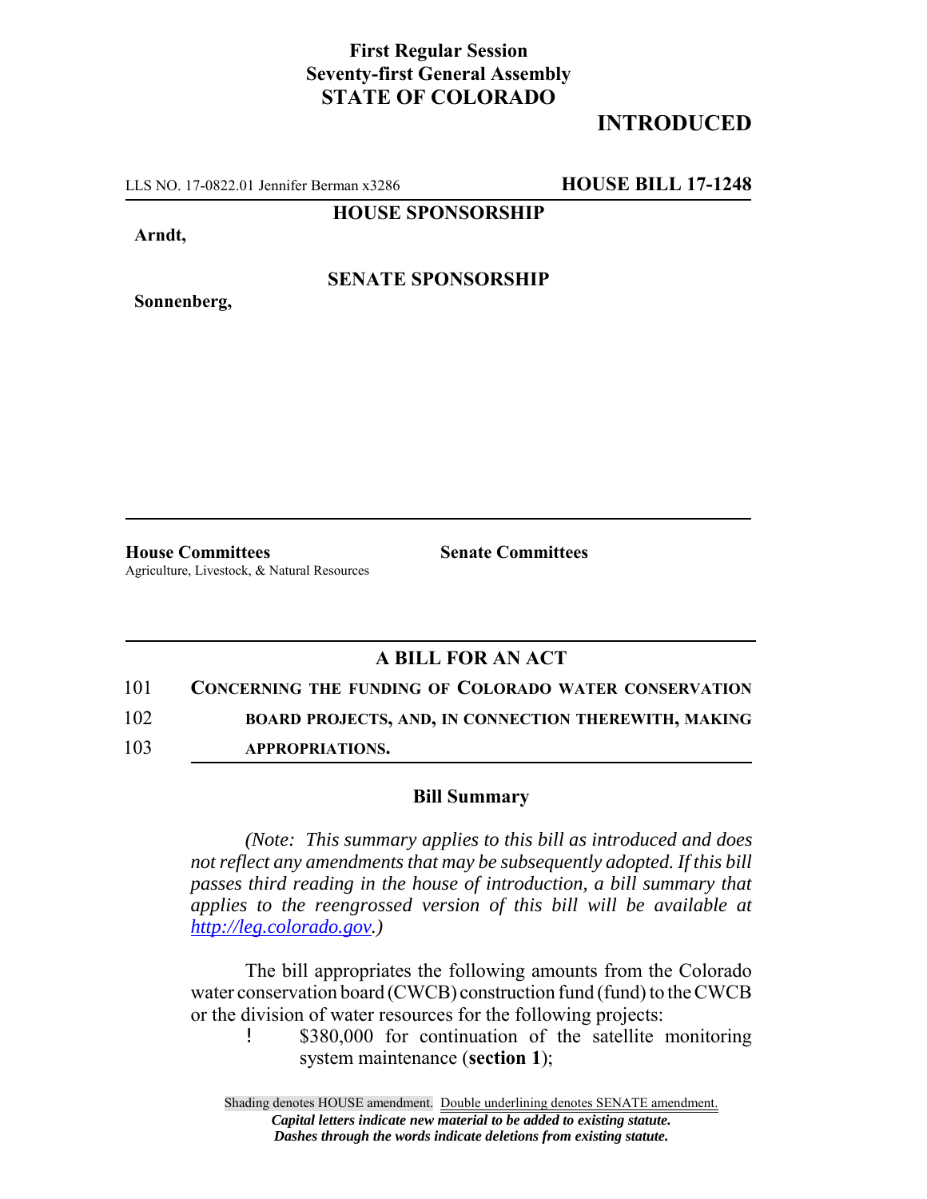**First Regular Session**
**Seventy-first General Assembly**
**STATE OF COLORADO**

# INTRODUCED

LLS NO. 17-0822.01 Jennifer Berman x3286 **HOUSE BILL 17-1248**

**HOUSE SPONSORSHIP**

**Arndt,**

**SENATE SPONSORSHIP**

**Sonnenberg,**

**House Committees**
Agriculture, Livestock, & Natural Resources

**Senate Committees**

## A BILL FOR AN ACT

101 **CONCERNING THE FUNDING OF COLORADO WATER CONSERVATION**
102 **BOARD PROJECTS, AND, IN CONNECTION THEREWITH, MAKING**
103 **APPROPRIATIONS.**

### Bill Summary

*(Note: This summary applies to this bill as introduced and does not reflect any amendments that may be subsequently adopted. If this bill passes third reading in the house of introduction, a bill summary that applies to the reengrossed version of this bill will be available at http://leg.colorado.gov.)*

The bill appropriates the following amounts from the Colorado water conservation board (CWCB) construction fund (fund) to the CWCB or the division of water resources for the following projects:

- $380,000 for continuation of the satellite monitoring system maintenance (**section 1**);

Shading denotes HOUSE amendment. Double underlining denotes SENATE amendment.
*Capital letters indicate new material to be added to existing statute.*
*Dashes through the words indicate deletions from existing statute.*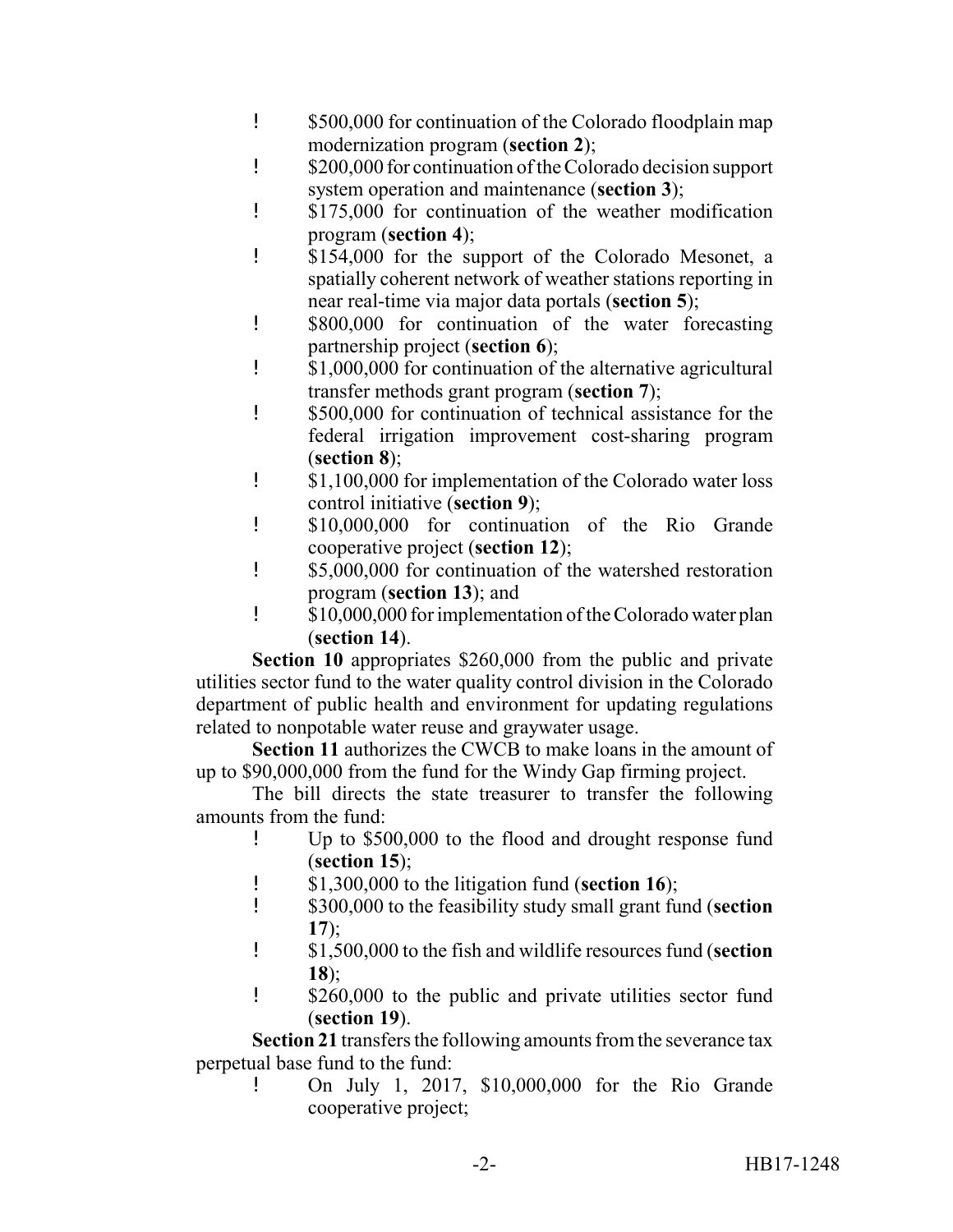- $500,000 for continuation of the Colorado floodplain map modernization program (**section 2**);
- $200,000 for continuation of the Colorado decision support system operation and maintenance (**section 3**);
- $175,000 for continuation of the weather modification program (**section 4**);
- $154,000 for the support of the Colorado Mesonet, a spatially coherent network of weather stations reporting in near real-time via major data portals (**section 5**);
- $800,000 for continuation of the water forecasting partnership project (**section 6**);
- $1,000,000 for continuation of the alternative agricultural transfer methods grant program (**section 7**);
- $500,000 for continuation of technical assistance for the federal irrigation improvement cost-sharing program (**section 8**);
- $1,100,000 for implementation of the Colorado water loss control initiative (**section 9**);
- $10,000,000 for continuation of the Rio Grande cooperative project (**section 12**);
- $5,000,000 for continuation of the watershed restoration program (**section 13**); and
- $10,000,000 for implementation of the Colorado water plan (**section 14**).

**Section 10** appropriates $260,000 from the public and private utilities sector fund to the water quality control division in the Colorado department of public health and environment for updating regulations related to nonpotable water reuse and graywater usage.

**Section 11** authorizes the CWCB to make loans in the amount of up to $90,000,000 from the fund for the Windy Gap firming project.

The bill directs the state treasurer to transfer the following amounts from the fund:

- Up to $500,000 to the flood and drought response fund (**section 15**);
- $1,300,000 to the litigation fund (**section 16**);
- $300,000 to the feasibility study small grant fund (**section 17**);
- $1,500,000 to the fish and wildlife resources fund (**section 18**);
- $260,000 to the public and private utilities sector fund (**section 19**).

**Section 21** transfers the following amounts from the severance tax perpetual base fund to the fund:

- On July 1, 2017, $10,000,000 for the Rio Grande cooperative project;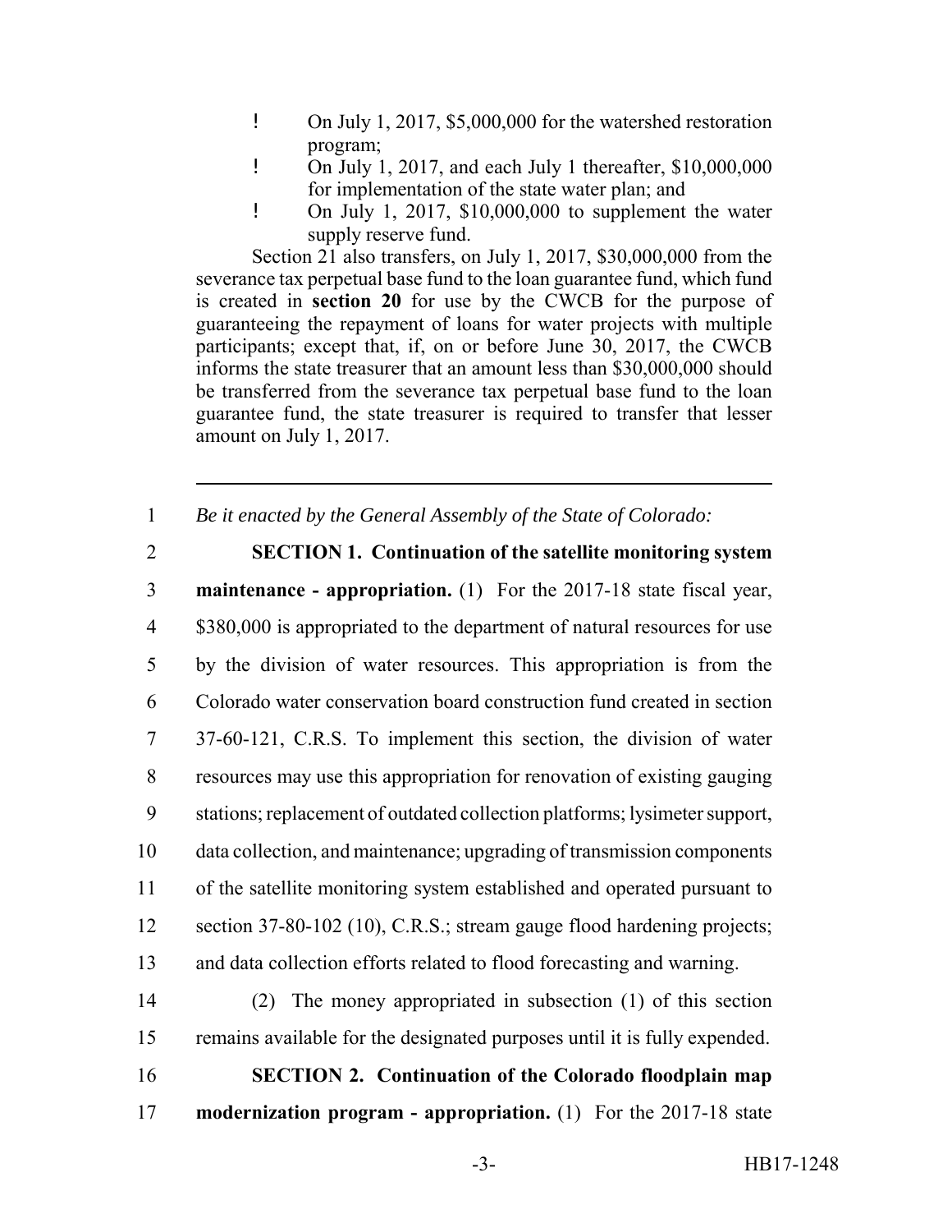- On July 1, 2017, \$5,000,000 for the watershed restoration program;
- On July 1, 2017, and each July 1 thereafter, \$10,000,000 for implementation of the state water plan; and
- On July 1, 2017, \$10,000,000 to supplement the water supply reserve fund.

Section 21 also transfers, on July 1, 2017, \$30,000,000 from the severance tax perpetual base fund to the loan guarantee fund, which fund is created in **section 20** for use by the CWCB for the purpose of guaranteeing the repayment of loans for water projects with multiple participants; except that, if, on or before June 30, 2017, the CWCB informs the state treasurer that an amount less than \$30,000,000 should be transferred from the severance tax perpetual base fund to the loan guarantee fund, the state treasurer is required to transfer that lesser amount on July 1, 2017.

---

1 *Be it enacted by the General Assembly of the State of Colorado:*

2 **SECTION 1. Continuation of the satellite monitoring system**
3 **maintenance - appropriation.** (1) For the 2017-18 state fiscal year,
4 \$380,000 is appropriated to the department of natural resources for use
5 by the division of water resources. This appropriation is from the
6 Colorado water conservation board construction fund created in section
7 37-60-121, C.R.S. To implement this section, the division of water
8 resources may use this appropriation for renovation of existing gauging
9 stations; replacement of outdated collection platforms; lysimeter support,
10 data collection, and maintenance; upgrading of transmission components
11 of the satellite monitoring system established and operated pursuant to
12 section 37-80-102 (10), C.R.S.; stream gauge flood hardening projects;
13 and data collection efforts related to flood forecasting and warning.

14 (2) The money appropriated in subsection (1) of this section
15 remains available for the designated purposes until it is fully expended.

16 **SECTION 2. Continuation of the Colorado floodplain map**
17 **modernization program - appropriation.** (1) For the 2017-18 state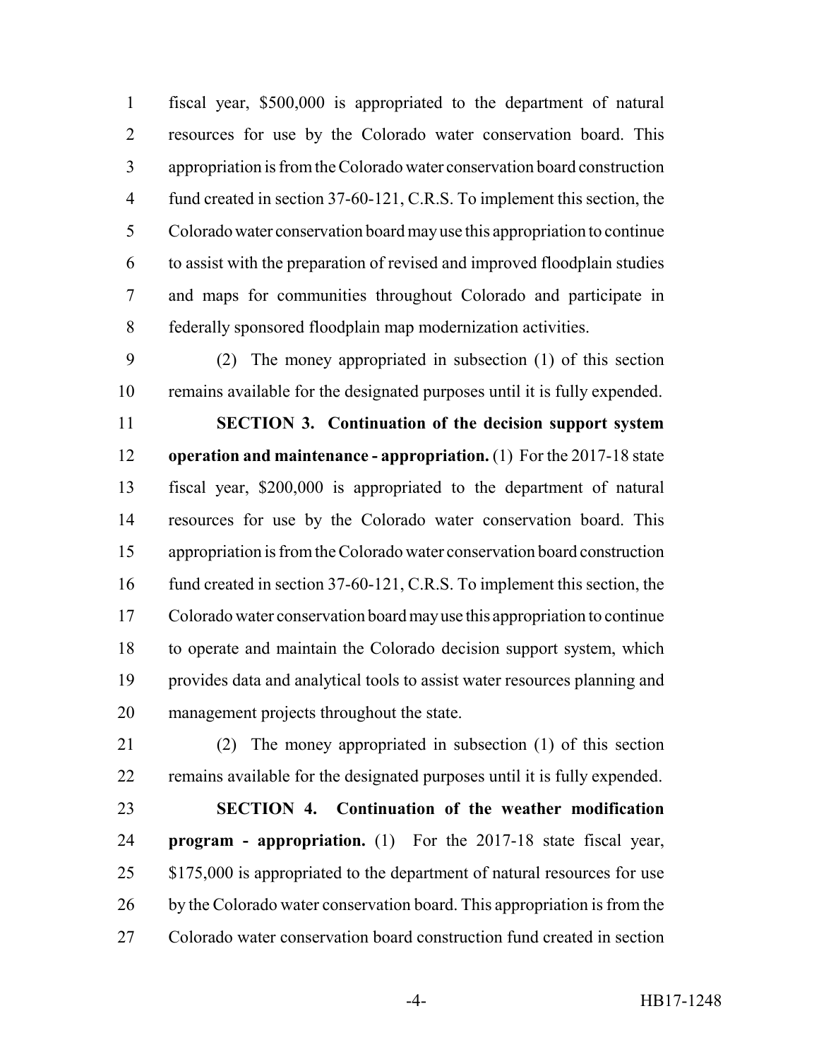fiscal year, $500,000 is appropriated to the department of natural resources for use by the Colorado water conservation board. This appropriation is from the Colorado water conservation board construction fund created in section 37-60-121, C.R.S. To implement this section, the Colorado water conservation board may use this appropriation to continue to assist with the preparation of revised and improved floodplain studies and maps for communities throughout Colorado and participate in federally sponsored floodplain map modernization activities.

(2) The money appropriated in subsection (1) of this section remains available for the designated purposes until it is fully expended.

**SECTION 3. Continuation of the decision support system operation and maintenance - appropriation.** (1) For the 2017-18 state fiscal year, $200,000 is appropriated to the department of natural resources for use by the Colorado water conservation board. This appropriation is from the Colorado water conservation board construction fund created in section 37-60-121, C.R.S. To implement this section, the Colorado water conservation board may use this appropriation to continue to operate and maintain the Colorado decision support system, which provides data and analytical tools to assist water resources planning and management projects throughout the state.

(2) The money appropriated in subsection (1) of this section remains available for the designated purposes until it is fully expended.

**SECTION 4. Continuation of the weather modification program - appropriation.** (1) For the 2017-18 state fiscal year, $175,000 is appropriated to the department of natural resources for use by the Colorado water conservation board. This appropriation is from the Colorado water conservation board construction fund created in section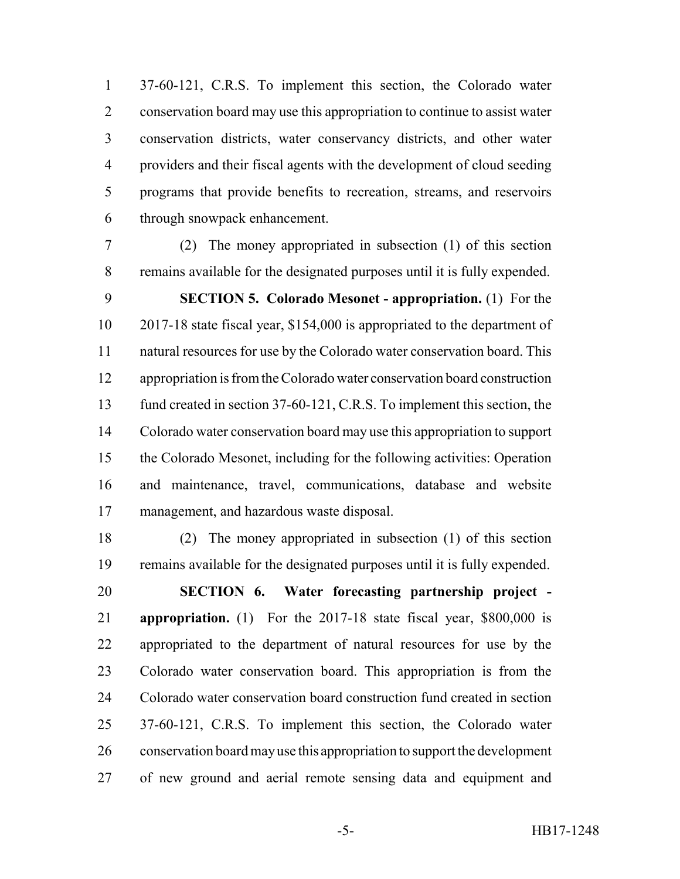37-60-121, C.R.S. To implement this section, the Colorado water conservation board may use this appropriation to continue to assist water conservation districts, water conservancy districts, and other water providers and their fiscal agents with the development of cloud seeding programs that provide benefits to recreation, streams, and reservoirs through snowpack enhancement.

(2) The money appropriated in subsection (1) of this section remains available for the designated purposes until it is fully expended.

**SECTION 5. Colorado Mesonet - appropriation.** (1) For the 2017-18 state fiscal year, $154,000 is appropriated to the department of natural resources for use by the Colorado water conservation board. This appropriation is from the Colorado water conservation board construction fund created in section 37-60-121, C.R.S. To implement this section, the Colorado water conservation board may use this appropriation to support the Colorado Mesonet, including for the following activities: Operation and maintenance, travel, communications, database and website management, and hazardous waste disposal.

(2) The money appropriated in subsection (1) of this section remains available for the designated purposes until it is fully expended.

**SECTION 6. Water forecasting partnership project - appropriation.** (1) For the 2017-18 state fiscal year, $800,000 is appropriated to the department of natural resources for use by the Colorado water conservation board. This appropriation is from the Colorado water conservation board construction fund created in section 37-60-121, C.R.S. To implement this section, the Colorado water conservation board may use this appropriation to support the development of new ground and aerial remote sensing data and equipment and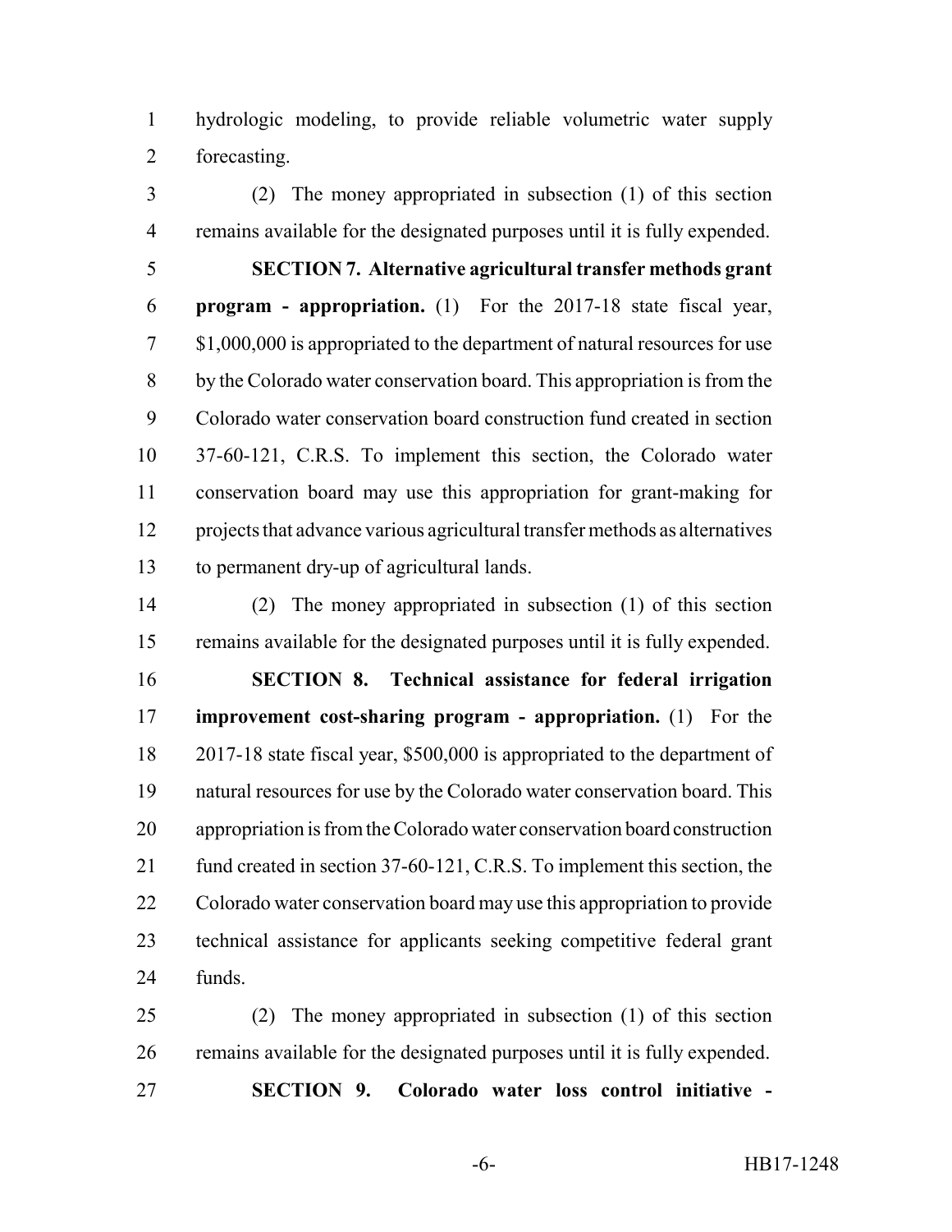hydrologic modeling, to provide reliable volumetric water supply forecasting.

(2) The money appropriated in subsection (1) of this section remains available for the designated purposes until it is fully expended.

**SECTION 7. Alternative agricultural transfer methods grant program - appropriation.** (1) For the 2017-18 state fiscal year, $1,000,000 is appropriated to the department of natural resources for use by the Colorado water conservation board. This appropriation is from the Colorado water conservation board construction fund created in section 37-60-121, C.R.S. To implement this section, the Colorado water conservation board may use this appropriation for grant-making for projects that advance various agricultural transfer methods as alternatives to permanent dry-up of agricultural lands.

(2) The money appropriated in subsection (1) of this section remains available for the designated purposes until it is fully expended.

**SECTION 8. Technical assistance for federal irrigation improvement cost-sharing program - appropriation.** (1) For the 2017-18 state fiscal year, $500,000 is appropriated to the department of natural resources for use by the Colorado water conservation board. This appropriation is from the Colorado water conservation board construction fund created in section 37-60-121, C.R.S. To implement this section, the Colorado water conservation board may use this appropriation to provide technical assistance for applicants seeking competitive federal grant funds.

(2) The money appropriated in subsection (1) of this section remains available for the designated purposes until it is fully expended.

**SECTION 9. Colorado water loss control initiative -**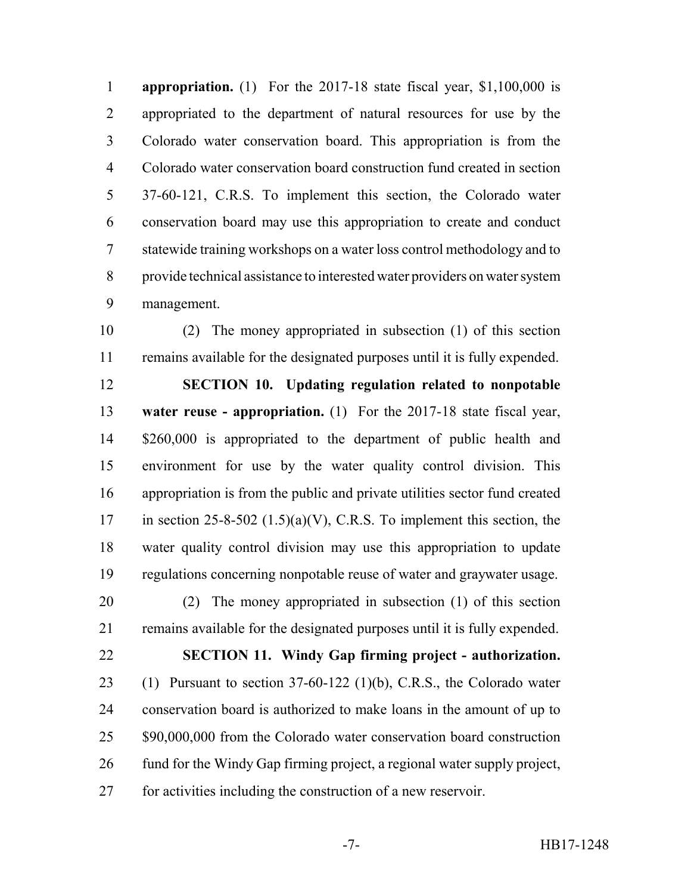**appropriation.** (1) For the 2017-18 state fiscal year, $1,100,000 is appropriated to the department of natural resources for use by the Colorado water conservation board. This appropriation is from the Colorado water conservation board construction fund created in section 37-60-121, C.R.S. To implement this section, the Colorado water conservation board may use this appropriation to create and conduct statewide training workshops on a water loss control methodology and to provide technical assistance to interested water providers on water system management.

(2) The money appropriated in subsection (1) of this section remains available for the designated purposes until it is fully expended.

**SECTION 10. Updating regulation related to nonpotable water reuse - appropriation.** (1) For the 2017-18 state fiscal year, $260,000 is appropriated to the department of public health and environment for use by the water quality control division. This appropriation is from the public and private utilities sector fund created in section 25-8-502 (1.5)(a)(V), C.R.S. To implement this section, the water quality control division may use this appropriation to update regulations concerning nonpotable reuse of water and graywater usage.

(2) The money appropriated in subsection (1) of this section remains available for the designated purposes until it is fully expended.

**SECTION 11. Windy Gap firming project - authorization.** (1) Pursuant to section 37-60-122 (1)(b), C.R.S., the Colorado water conservation board is authorized to make loans in the amount of up to $90,000,000 from the Colorado water conservation board construction fund for the Windy Gap firming project, a regional water supply project, for activities including the construction of a new reservoir.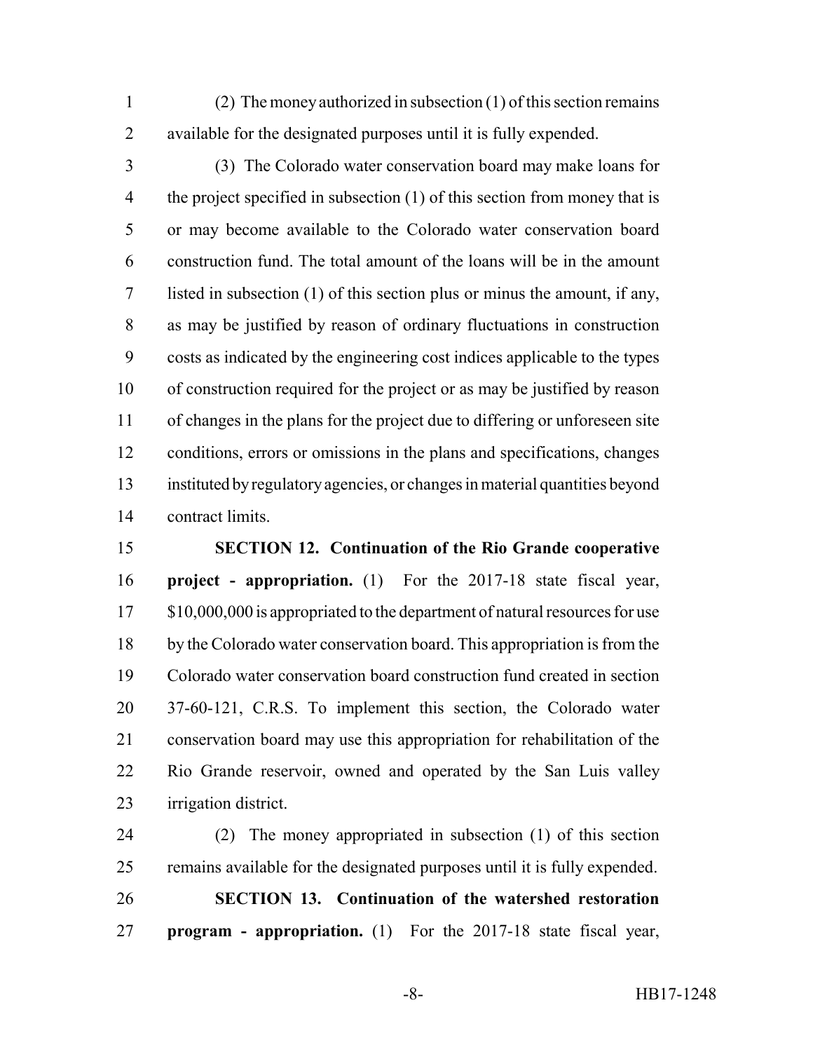(2) The money authorized in subsection (1) of this section remains available for the designated purposes until it is fully expended.

(3) The Colorado water conservation board may make loans for the project specified in subsection (1) of this section from money that is or may become available to the Colorado water conservation board construction fund. The total amount of the loans will be in the amount listed in subsection (1) of this section plus or minus the amount, if any, as may be justified by reason of ordinary fluctuations in construction costs as indicated by the engineering cost indices applicable to the types of construction required for the project or as may be justified by reason of changes in the plans for the project due to differing or unforeseen site conditions, errors or omissions in the plans and specifications, changes instituted by regulatory agencies, or changes in material quantities beyond contract limits.

**SECTION 12. Continuation of the Rio Grande cooperative project - appropriation.** (1) For the 2017-18 state fiscal year, $10,000,000 is appropriated to the department of natural resources for use by the Colorado water conservation board. This appropriation is from the Colorado water conservation board construction fund created in section 37-60-121, C.R.S. To implement this section, the Colorado water conservation board may use this appropriation for rehabilitation of the Rio Grande reservoir, owned and operated by the San Luis valley irrigation district.

(2) The money appropriated in subsection (1) of this section remains available for the designated purposes until it is fully expended.

**SECTION 13. Continuation of the watershed restoration program - appropriation.** (1) For the 2017-18 state fiscal year,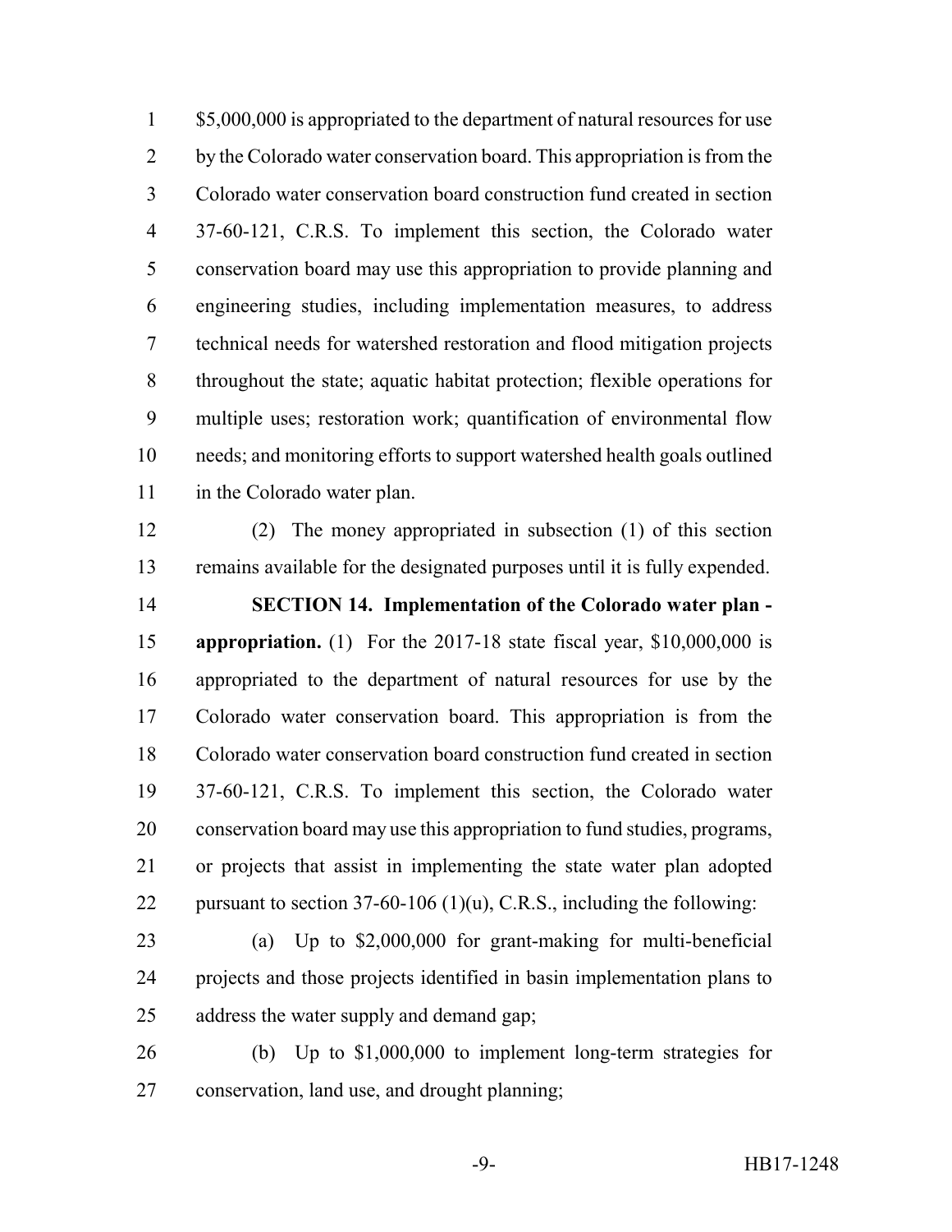$5,000,000 is appropriated to the department of natural resources for use by the Colorado water conservation board. This appropriation is from the Colorado water conservation board construction fund created in section 37-60-121, C.R.S. To implement this section, the Colorado water conservation board may use this appropriation to provide planning and engineering studies, including implementation measures, to address technical needs for watershed restoration and flood mitigation projects throughout the state; aquatic habitat protection; flexible operations for multiple uses; restoration work; quantification of environmental flow needs; and monitoring efforts to support watershed health goals outlined in the Colorado water plan.

(2) The money appropriated in subsection (1) of this section remains available for the designated purposes until it is fully expended.

**SECTION 14. Implementation of the Colorado water plan - appropriation.** (1) For the 2017-18 state fiscal year, $10,000,000 is appropriated to the department of natural resources for use by the Colorado water conservation board. This appropriation is from the Colorado water conservation board construction fund created in section 37-60-121, C.R.S. To implement this section, the Colorado water conservation board may use this appropriation to fund studies, programs, or projects that assist in implementing the state water plan adopted pursuant to section 37-60-106 (1)(u), C.R.S., including the following:

(a) Up to $2,000,000 for grant-making for multi-beneficial projects and those projects identified in basin implementation plans to address the water supply and demand gap;

(b) Up to $1,000,000 to implement long-term strategies for conservation, land use, and drought planning;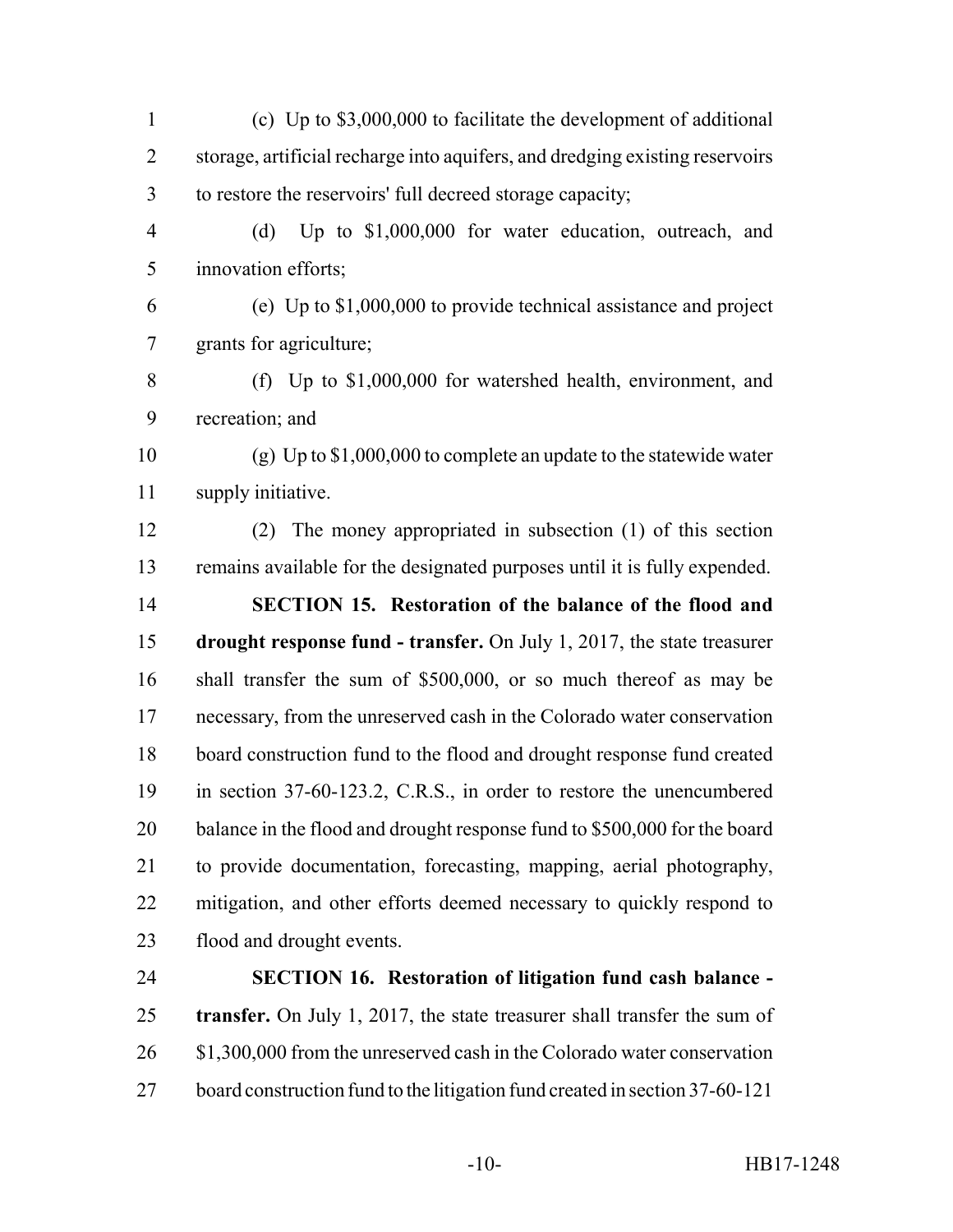(c) Up to $3,000,000 to facilitate the development of additional storage, artificial recharge into aquifers, and dredging existing reservoirs to restore the reservoirs' full decreed storage capacity;

(d) Up to $1,000,000 for water education, outreach, and innovation efforts;

(e) Up to $1,000,000 to provide technical assistance and project grants for agriculture;

(f) Up to $1,000,000 for watershed health, environment, and recreation; and

(g) Up to $1,000,000 to complete an update to the statewide water supply initiative.

(2) The money appropriated in subsection (1) of this section remains available for the designated purposes until it is fully expended.

**SECTION 15. Restoration of the balance of the flood and drought response fund - transfer.** On July 1, 2017, the state treasurer shall transfer the sum of $500,000, or so much thereof as may be necessary, from the unreserved cash in the Colorado water conservation board construction fund to the flood and drought response fund created in section 37-60-123.2, C.R.S., in order to restore the unencumbered balance in the flood and drought response fund to $500,000 for the board to provide documentation, forecasting, mapping, aerial photography, mitigation, and other efforts deemed necessary to quickly respond to flood and drought events.

**SECTION 16. Restoration of litigation fund cash balance - transfer.** On July 1, 2017, the state treasurer shall transfer the sum of $1,300,000 from the unreserved cash in the Colorado water conservation board construction fund to the litigation fund created in section 37-60-121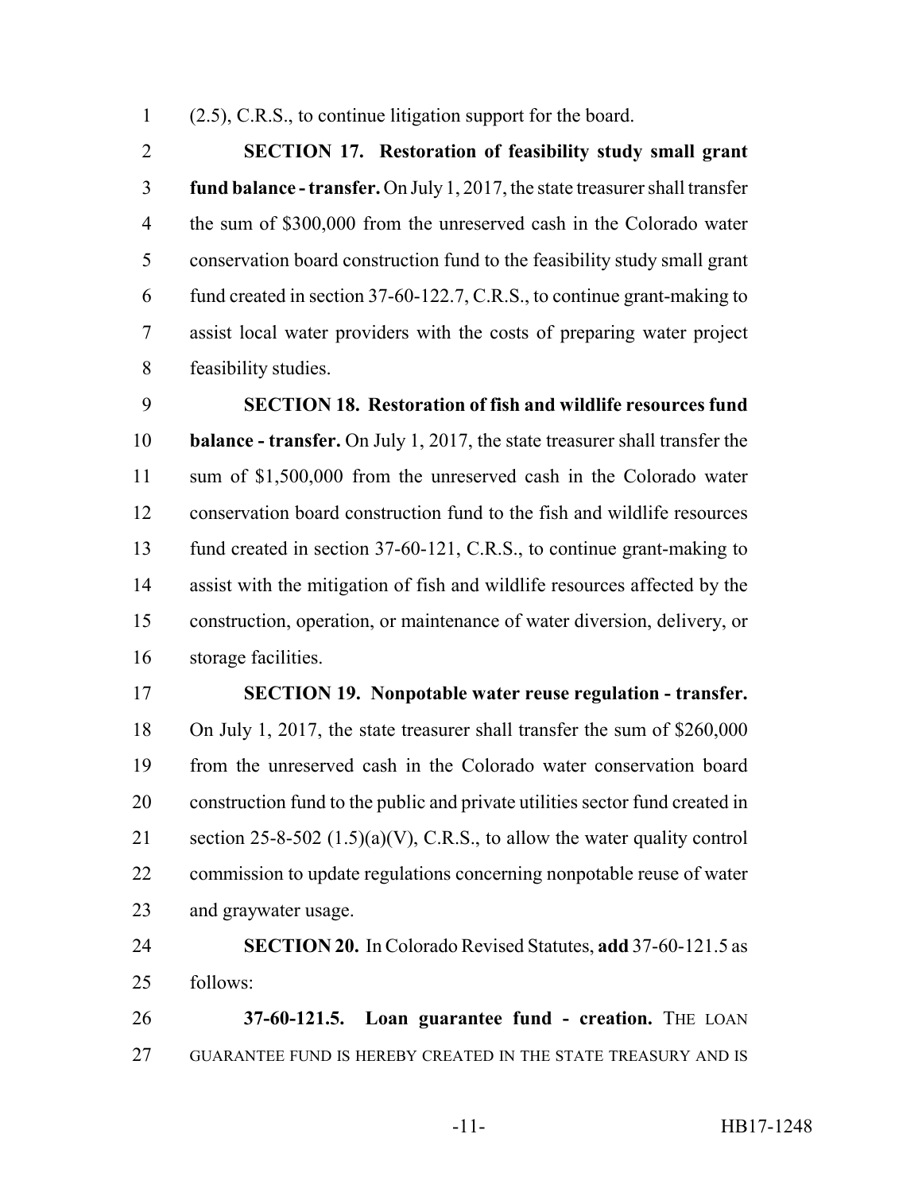(2.5), C.R.S., to continue litigation support for the board.

**SECTION 17. Restoration of feasibility study small grant fund balance - transfer.** On July 1, 2017, the state treasurer shall transfer the sum of $300,000 from the unreserved cash in the Colorado water conservation board construction fund to the feasibility study small grant fund created in section 37-60-122.7, C.R.S., to continue grant-making to assist local water providers with the costs of preparing water project feasibility studies.

**SECTION 18. Restoration of fish and wildlife resources fund balance - transfer.** On July 1, 2017, the state treasurer shall transfer the sum of $1,500,000 from the unreserved cash in the Colorado water conservation board construction fund to the fish and wildlife resources fund created in section 37-60-121, C.R.S., to continue grant-making to assist with the mitigation of fish and wildlife resources affected by the construction, operation, or maintenance of water diversion, delivery, or storage facilities.

**SECTION 19. Nonpotable water reuse regulation - transfer.** On July 1, 2017, the state treasurer shall transfer the sum of $260,000 from the unreserved cash in the Colorado water conservation board construction fund to the public and private utilities sector fund created in section 25-8-502 (1.5)(a)(V), C.R.S., to allow the water quality control commission to update regulations concerning nonpotable reuse of water and graywater usage.

**SECTION 20.** In Colorado Revised Statutes, **add** 37-60-121.5 as follows:

**37-60-121.5. Loan guarantee fund - creation.** THE LOAN GUARANTEE FUND IS HEREBY CREATED IN THE STATE TREASURY AND IS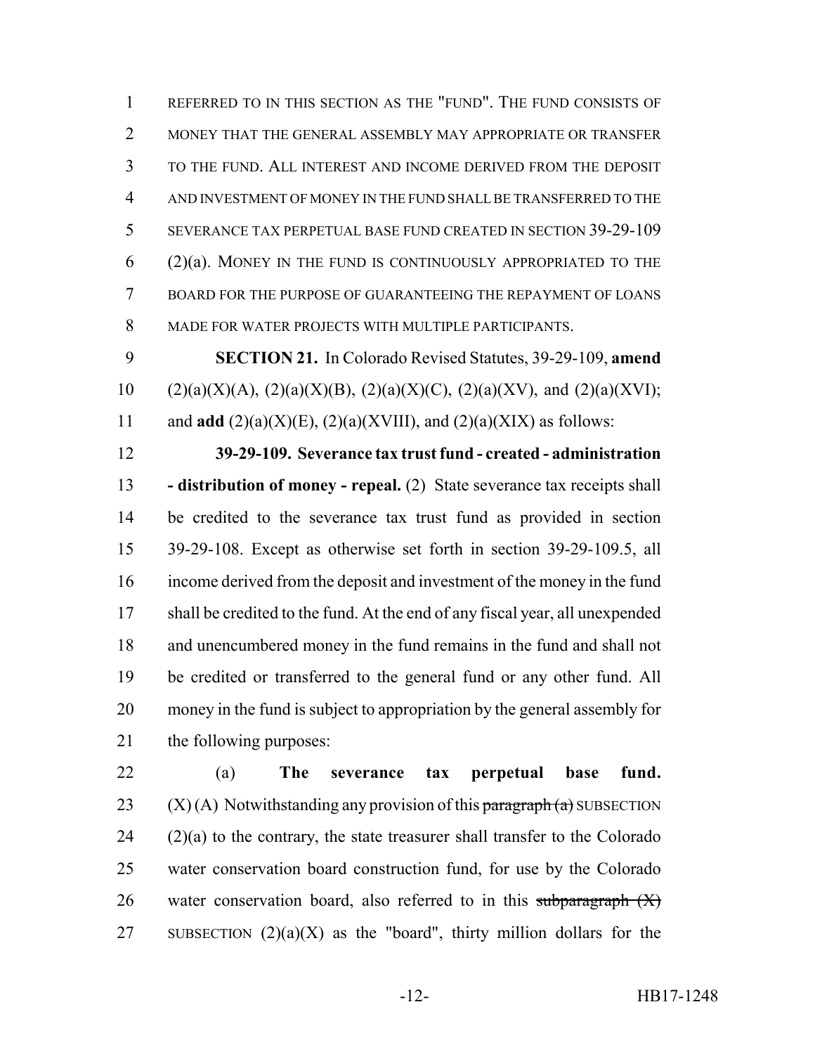REFERRED TO IN THIS SECTION AS THE "FUND". THE FUND CONSISTS OF MONEY THAT THE GENERAL ASSEMBLY MAY APPROPRIATE OR TRANSFER TO THE FUND. ALL INTEREST AND INCOME DERIVED FROM THE DEPOSIT AND INVESTMENT OF MONEY IN THE FUND SHALL BE TRANSFERRED TO THE SEVERANCE TAX PERPETUAL BASE FUND CREATED IN SECTION 39-29-109 (2)(a). MONEY IN THE FUND IS CONTINUOUSLY APPROPRIATED TO THE BOARD FOR THE PURPOSE OF GUARANTEEING THE REPAYMENT OF LOANS MADE FOR WATER PROJECTS WITH MULTIPLE PARTICIPANTS.

**SECTION 21.** In Colorado Revised Statutes, 39-29-109, **amend** (2)(a)(X)(A), (2)(a)(X)(B), (2)(a)(X)(C), (2)(a)(XV), and (2)(a)(XVI); and **add** (2)(a)(X)(E), (2)(a)(XVIII), and (2)(a)(XIX) as follows:

**39-29-109. Severance tax trust fund - created - administration - distribution of money - repeal.** (2) State severance tax receipts shall be credited to the severance tax trust fund as provided in section 39-29-108. Except as otherwise set forth in section 39-29-109.5, all income derived from the deposit and investment of the money in the fund shall be credited to the fund. At the end of any fiscal year, all unexpended and unencumbered money in the fund remains in the fund and shall not be credited or transferred to the general fund or any other fund. All money in the fund is subject to appropriation by the general assembly for the following purposes:

(a) **The severance tax perpetual base fund.** (X) (A) Notwithstanding any provision of this ~~paragraph (a)~~ SUBSECTION (2)(a) to the contrary, the state treasurer shall transfer to the Colorado water conservation board construction fund, for use by the Colorado water conservation board, also referred to in this ~~subparagraph (X)~~ SUBSECTION (2)(a)(X) as the "board", thirty million dollars for the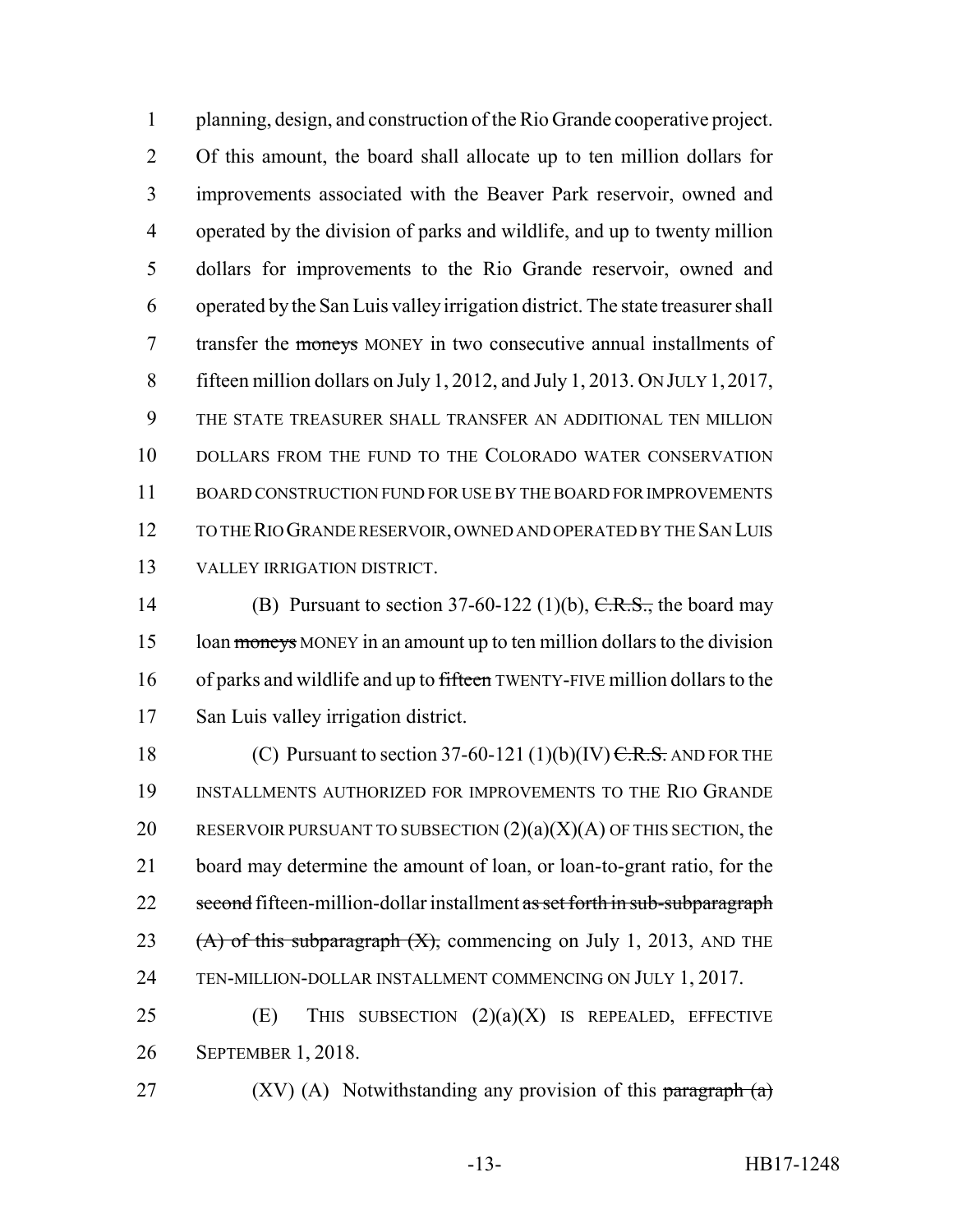planning, design, and construction of the Rio Grande cooperative project. Of this amount, the board shall allocate up to ten million dollars for improvements associated with the Beaver Park reservoir, owned and operated by the division of parks and wildlife, and up to twenty million dollars for improvements to the Rio Grande reservoir, owned and operated by the San Luis valley irrigation district. The state treasurer shall transfer the ~~moneys~~ MONEY in two consecutive annual installments of fifteen million dollars on July 1, 2012, and July 1, 2013. ON JULY 1, 2017, THE STATE TREASURER SHALL TRANSFER AN ADDITIONAL TEN MILLION DOLLARS FROM THE FUND TO THE COLORADO WATER CONSERVATION BOARD CONSTRUCTION FUND FOR USE BY THE BOARD FOR IMPROVEMENTS TO THE RIO GRANDE RESERVOIR, OWNED AND OPERATED BY THE SAN LUIS VALLEY IRRIGATION DISTRICT.

(B) Pursuant to section 37-60-122 (1)(b), ~~C.R.S.,~~ the board may loan ~~moneys~~ MONEY in an amount up to ten million dollars to the division of parks and wildlife and up to ~~fifteen~~ TWENTY-FIVE million dollars to the San Luis valley irrigation district.

(C) Pursuant to section 37-60-121 (1)(b)(IV) ~~C.R.S.~~ AND FOR THE INSTALLMENTS AUTHORIZED FOR IMPROVEMENTS TO THE RIO GRANDE RESERVOIR PURSUANT TO SUBSECTION (2)(a)(X)(A) OF THIS SECTION, the board may determine the amount of loan, or loan-to-grant ratio, for the ~~second~~ fifteen-million-dollar installment ~~as set forth in sub-subparagraph (A) of this subparagraph (X),~~ commencing on July 1, 2013, AND THE TEN-MILLION-DOLLAR INSTALLMENT COMMENCING ON JULY 1, 2017.

(E) THIS SUBSECTION (2)(a)(X) IS REPEALED, EFFECTIVE SEPTEMBER 1, 2018.

(XV) (A) Notwithstanding any provision of this ~~paragraph (a)~~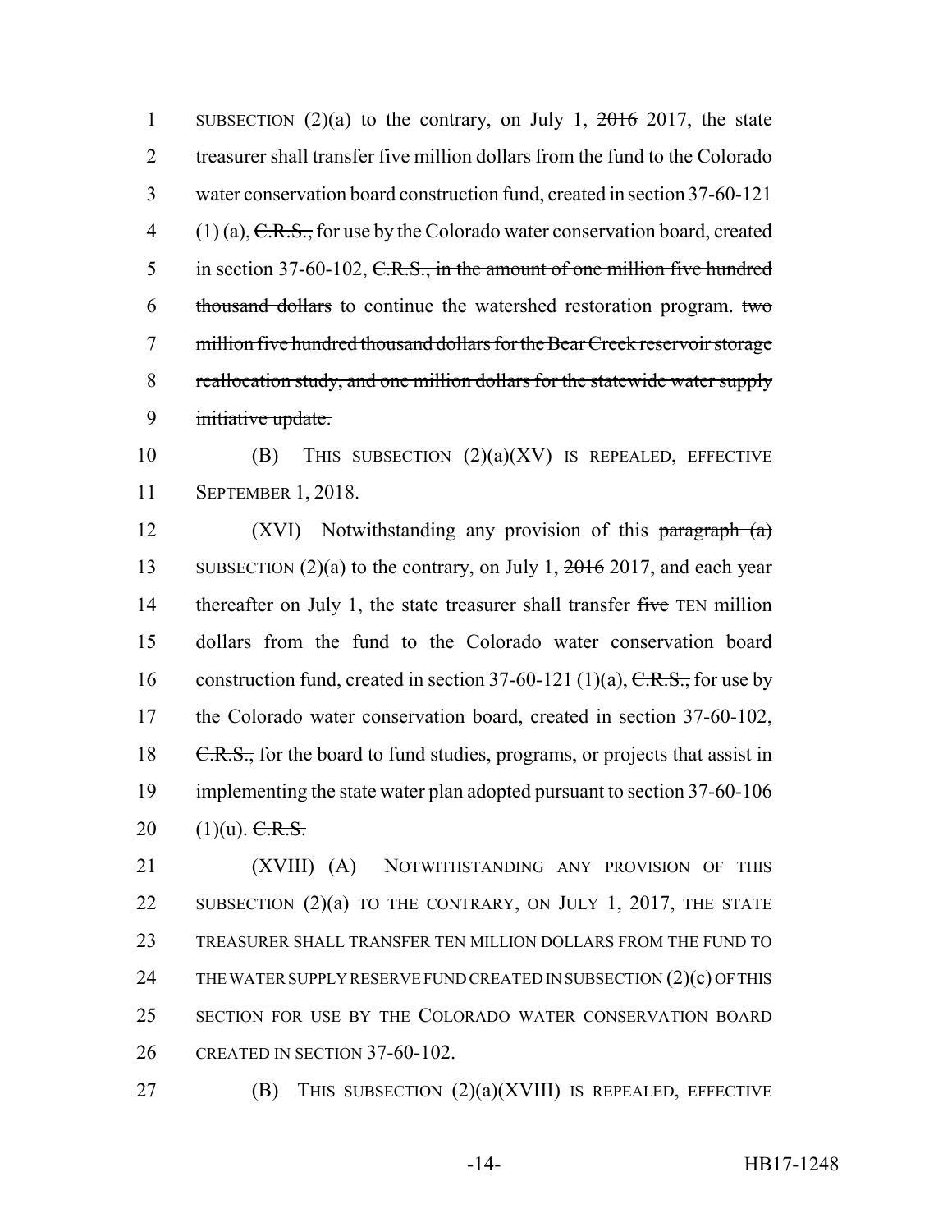SUBSECTION (2)(a) to the contrary, on July 1, ~~2016~~ 2017, the state treasurer shall transfer five million dollars from the fund to the Colorado water conservation board construction fund, created in section 37-60-121 (1) (a), ~~C.R.S.,~~ for use by the Colorado water conservation board, created in section 37-60-102, ~~C.R.S., in the amount of one million five hundred thousand dollars~~ to continue the watershed restoration program. ~~two million five hundred thousand dollars for the Bear Creek reservoir storage reallocation study, and one million dollars for the statewide water supply initiative update.~~

(B) THIS SUBSECTION (2)(a)(XV) IS REPEALED, EFFECTIVE SEPTEMBER 1, 2018.

(XVI) Notwithstanding any provision of this ~~paragraph (a)~~ SUBSECTION (2)(a) to the contrary, on July 1, ~~2016~~ 2017, and each year thereafter on July 1, the state treasurer shall transfer ~~five~~ TEN million dollars from the fund to the Colorado water conservation board construction fund, created in section 37-60-121 (1)(a), ~~C.R.S.,~~ for use by the Colorado water conservation board, created in section 37-60-102, ~~C.R.S.,~~ for the board to fund studies, programs, or projects that assist in implementing the state water plan adopted pursuant to section 37-60-106 (1)(u). ~~C.R.S.~~

(XVIII) (A) NOTWITHSTANDING ANY PROVISION OF THIS SUBSECTION (2)(a) TO THE CONTRARY, ON JULY 1, 2017, THE STATE TREASURER SHALL TRANSFER TEN MILLION DOLLARS FROM THE FUND TO THE WATER SUPPLY RESERVE FUND CREATED IN SUBSECTION (2)(c) OF THIS SECTION FOR USE BY THE COLORADO WATER CONSERVATION BOARD CREATED IN SECTION 37-60-102.

(B) THIS SUBSECTION (2)(a)(XVIII) IS REPEALED, EFFECTIVE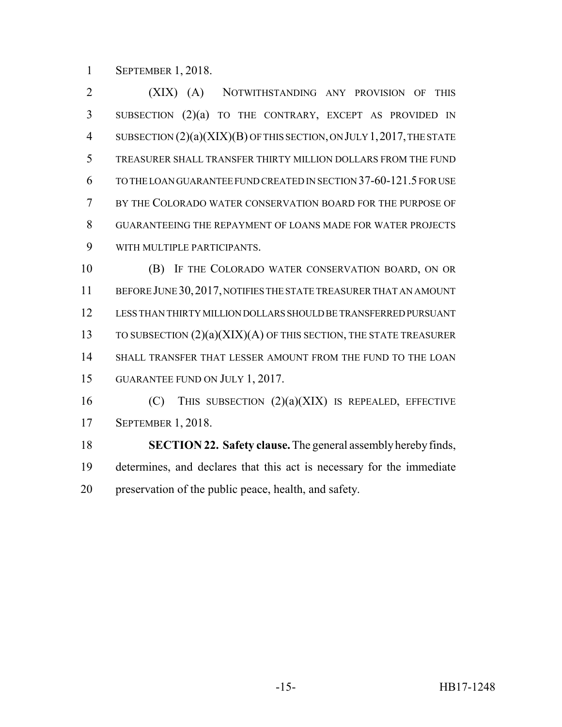SEPTEMBER 1, 2018.

(XIX) (A) NOTWITHSTANDING ANY PROVISION OF THIS SUBSECTION (2)(a) TO THE CONTRARY, EXCEPT AS PROVIDED IN SUBSECTION (2)(a)(XIX)(B) OF THIS SECTION, ON JULY 1, 2017, THE STATE TREASURER SHALL TRANSFER THIRTY MILLION DOLLARS FROM THE FUND TO THE LOAN GUARANTEE FUND CREATED IN SECTION 37-60-121.5 FOR USE BY THE COLORADO WATER CONSERVATION BOARD FOR THE PURPOSE OF GUARANTEEING THE REPAYMENT OF LOANS MADE FOR WATER PROJECTS WITH MULTIPLE PARTICIPANTS.

(B) IF THE COLORADO WATER CONSERVATION BOARD, ON OR BEFORE JUNE 30, 2017, NOTIFIES THE STATE TREASURER THAT AN AMOUNT LESS THAN THIRTY MILLION DOLLARS SHOULD BE TRANSFERRED PURSUANT TO SUBSECTION (2)(a)(XIX)(A) OF THIS SECTION, THE STATE TREASURER SHALL TRANSFER THAT LESSER AMOUNT FROM THE FUND TO THE LOAN GUARANTEE FUND ON JULY 1, 2017.

(C) THIS SUBSECTION (2)(a)(XIX) IS REPEALED, EFFECTIVE SEPTEMBER 1, 2018.

**SECTION 22. Safety clause.** The general assembly hereby finds, determines, and declares that this act is necessary for the immediate preservation of the public peace, health, and safety.